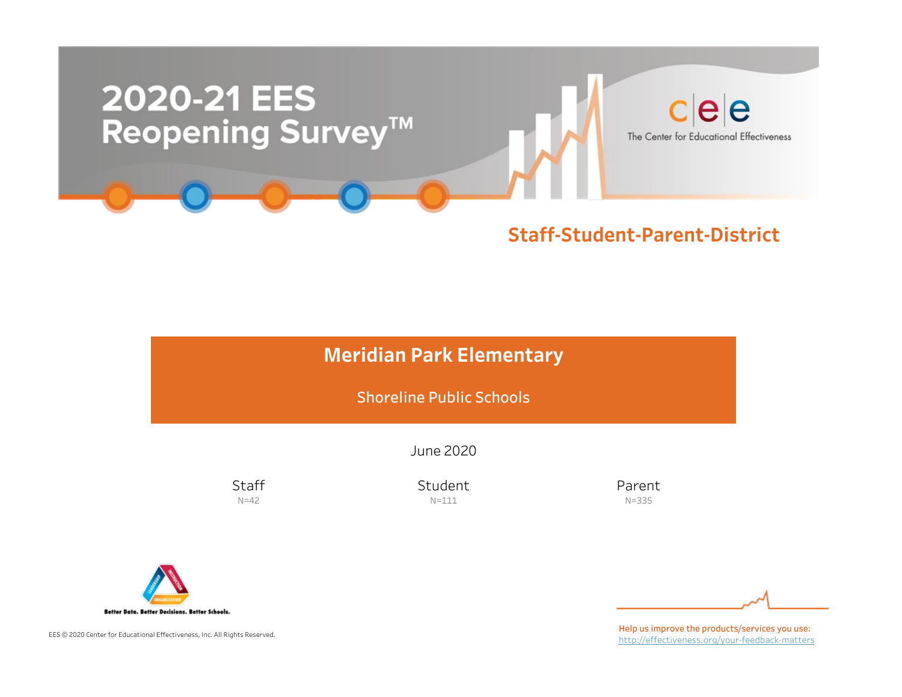# 2020-21 EES Reopening Survey™

The Center for Educational Effectiveness

## Staff-Student-Parent-District

# Meridian Park Elementary

Shoreline Public Schools

June 2020

| Staff | Student | Parent |
|---|---|---|
| N=42 | N=111 | N=335 |

Better Data. Better Decisions. Better Schools.

EES © 2020 Center for Educational Effectiveness, Inc. All Rights Reserved.

Help us improve the products/services you use:
http://effectiveness.org/your-feedback-matters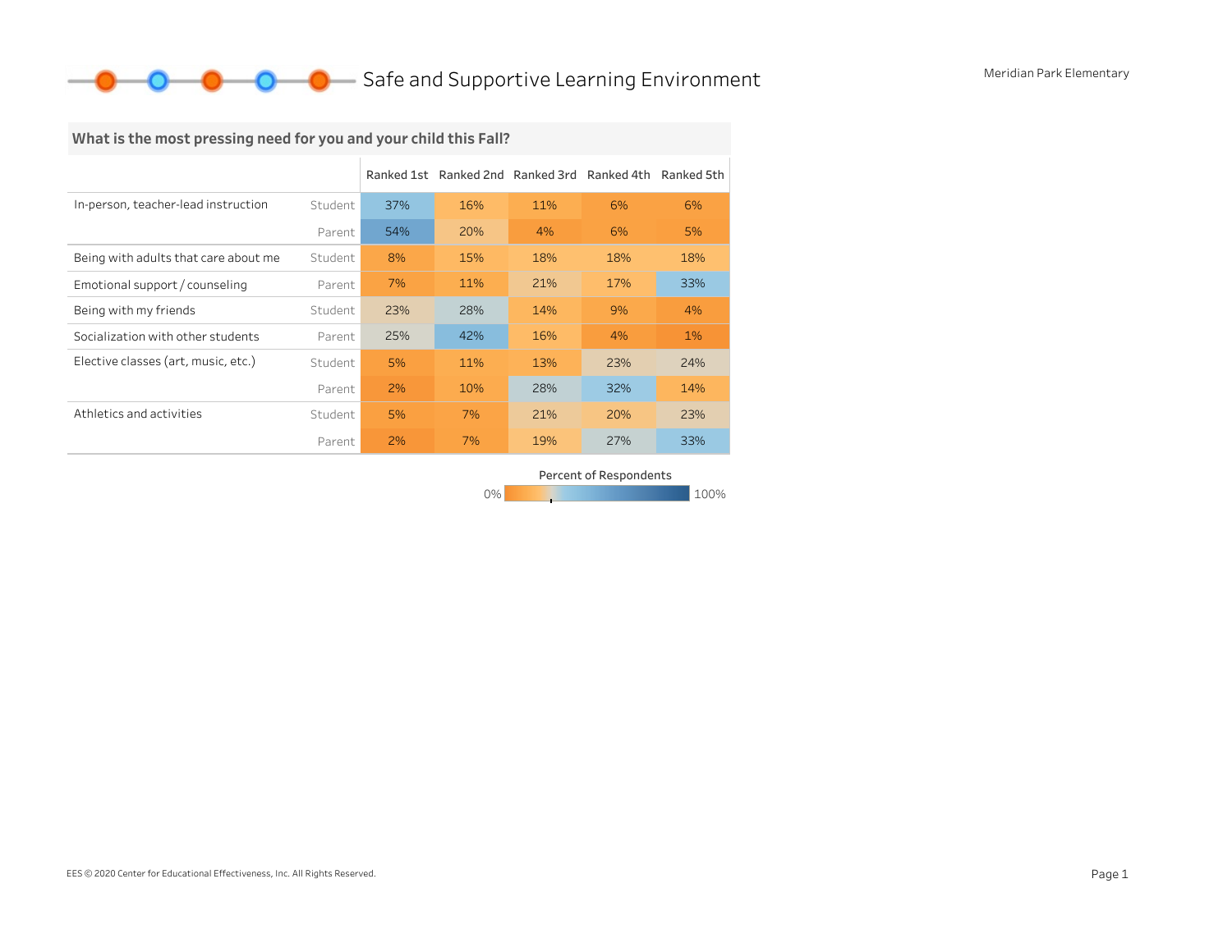# Safe and Supportive Learning Environment

Meridian Park Elementary

## What is the most pressing need for you and your child this Fall?

| | | Ranked 1st | Ranked 2nd | Ranked 3rd | Ranked 4th | Ranked 5th |
|---|---|---|---|---|---|---|
| In-person, teacher-lead instruction | Student | 37% | 16% | 11% | 6% | 6% |
| | Parent | 54% | 20% | 4% | 6% | 5% |
| Being with adults that care about me | Student | 8% | 15% | 18% | 18% | 18% |
| Emotional support / counseling | Parent | 7% | 11% | 21% | 17% | 33% |
| Being with my friends | Student | 23% | 28% | 14% | 9% | 4% |
| Socialization with other students | Parent | 25% | 42% | 16% | 4% | 1% |
| Elective classes (art, music, etc.) | Student | 5% | 11% | 13% | 23% | 24% |
| | Parent | 2% | 10% | 28% | 32% | 14% |
| Athletics and activities | Student | 5% | 7% | 21% | 20% | 23% |
| | Parent | 2% | 7% | 19% | 27% | 33% |

Percent of Respondents: 0% – 100%

EES © 2020 Center for Educational Effectiveness, Inc. All Rights Reserved.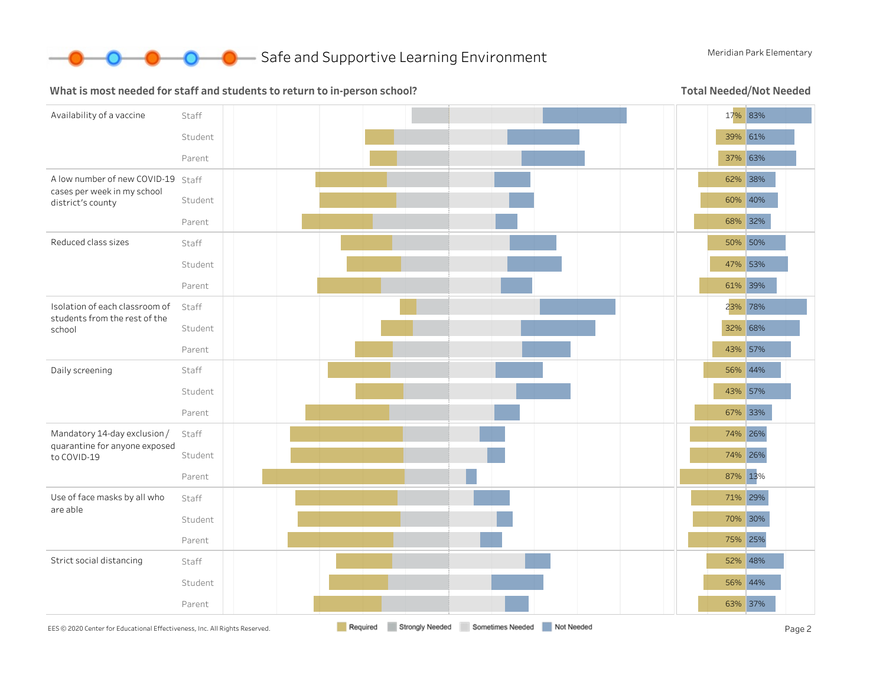## Safe and Supportive Learning Environment

Meridian Park Elementary

### What is most needed for staff and students to return to in-person school?

**Total Needed/Not Needed**

| Item | Group | Needed | Not Needed |
|---|---|---|---|
| Availability of a vaccine | Staff | 17% | 83% |
| | Student | 39% | 61% |
| | Parent | 37% | 63% |
| A low number of new COVID-19 cases per week in my school district's county | Staff | 62% | 38% |
| | Student | 60% | 40% |
| | Parent | 68% | 32% |
| Reduced class sizes | Staff | 50% | 50% |
| | Student | 47% | 53% |
| | Parent | 61% | 39% |
| Isolation of each classroom of students from the rest of the school | Staff | 23% | 78% |
| | Student | 32% | 68% |
| | Parent | 43% | 57% |
| Daily screening | Staff | 56% | 44% |
| | Student | 43% | 57% |
| | Parent | 67% | 33% |
| Mandatory 14-day exclusion / quarantine for anyone exposed to COVID-19 | Staff | 74% | 26% |
| | Student | 74% | 26% |
| | Parent | 87% | 13% |
| Use of face masks by all who are able | Staff | 71% | 29% |
| | Student | 70% | 30% |
| | Parent | 75% | 25% |
| Strict social distancing | Staff | 52% | 48% |
| | Student | 56% | 44% |
| | Parent | 63% | 37% |

Legend: Required, Strongly Needed, Sometimes Needed, Not Needed

EES © 2020 Center for Educational Effectiveness, Inc. All Rights Reserved.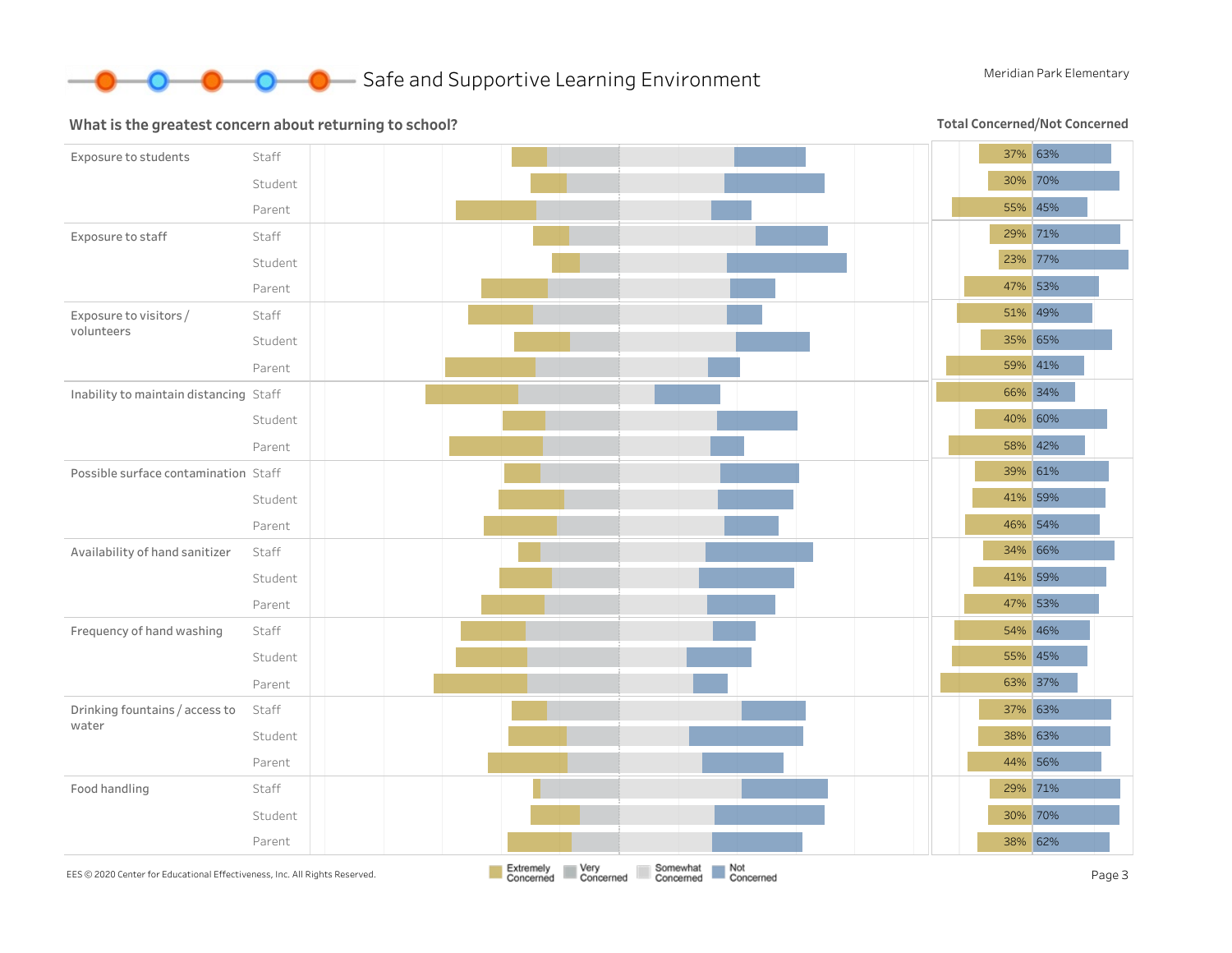# Safe and Supportive Learning Environment

Meridian Park Elementary

## What is the greatest concern about returning to school?

**Total Concerned/Not Concerned**

| Concern | Group | Total Concerned | Not Concerned |
|---|---|---|---|
| Exposure to students | Staff | 37% | 63% |
| | Student | 30% | 70% |
| | Parent | 55% | 45% |
| Exposure to staff | Staff | 29% | 71% |
| | Student | 23% | 77% |
| | Parent | 47% | 53% |
| Exposure to visitors / volunteers | Staff | 51% | 49% |
| | Student | 35% | 65% |
| | Parent | 59% | 41% |
| Inability to maintain distancing | Staff | 66% | 34% |
| | Student | 40% | 60% |
| | Parent | 58% | 42% |
| Possible surface contamination | Staff | 39% | 61% |
| | Student | 41% | 59% |
| | Parent | 46% | 54% |
| Availability of hand sanitizer | Staff | 34% | 66% |
| | Student | 41% | 59% |
| | Parent | 47% | 53% |
| Frequency of hand washing | Staff | 54% | 46% |
| | Student | 55% | 45% |
| | Parent | 63% | 37% |
| Drinking fountains / access to water | Staff | 37% | 63% |
| | Student | 38% | 63% |
| | Parent | 44% | 56% |
| Food handling | Staff | 29% | 71% |
| | Student | 30% | 70% |
| | Parent | 38% | 62% |

Extremely Concerned | Very Concerned | Somewhat Concerned | Not Concerned

EES © 2020 Center for Educational Effectiveness, Inc. All Rights Reserved.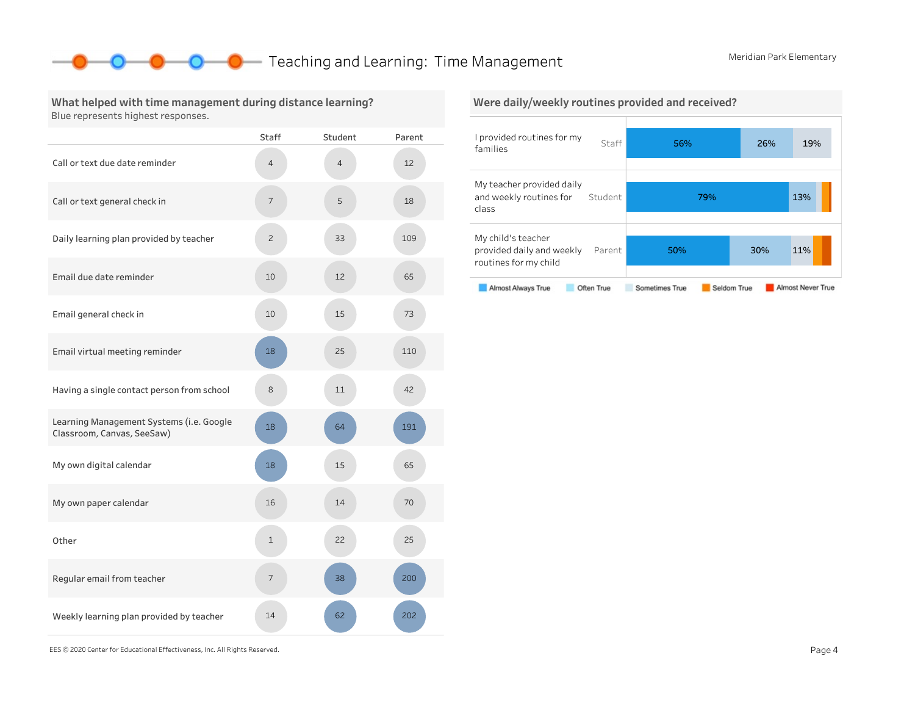# Teaching and Learning: Time Management

Meridian Park Elementary

## What helped with time management during distance learning?

Blue represents highest responses.

| | Staff | Student | Parent |
|---|---|---|---|
| Call or text due date reminder | 4 | 4 | 12 |
| Call or text general check in | 7 | 5 | 18 |
| Daily learning plan provided by teacher | 2 | 33 | 109 |
| Email due date reminder | 10 | 12 | 65 |
| Email general check in | 10 | 15 | 73 |
| Email virtual meeting reminder | **18** | 25 | 110 |
| Having a single contact person from school | 8 | 11 | 42 |
| Learning Management Systems (i.e. Google Classroom, Canvas, SeeSaw) | **18** | **64** | **191** |
| My own digital calendar | **18** | 15 | 65 |
| My own paper calendar | 16 | 14 | 70 |
| Other | 1 | 22 | 25 |
| Regular email from teacher | 7 | **38** | **200** |
| Weekly learning plan provided by teacher | 14 | **62** | **202** |

## Were daily/weekly routines provided and received?

| Statement | Group | Almost Always True | Often True | Sometimes True | Seldom True | Almost Never True |
|---|---|---|---|---|---|---|
| I provided routines for my families | Staff | 56% | 26% | 19% | | |
| My teacher provided daily and weekly routines for class | Student | 79% | 13% | | | |
| My child's teacher provided daily and weekly routines for my child | Parent | 50% | 30% | 11% | | |

EES © 2020 Center for Educational Effectiveness, Inc. All Rights Reserved.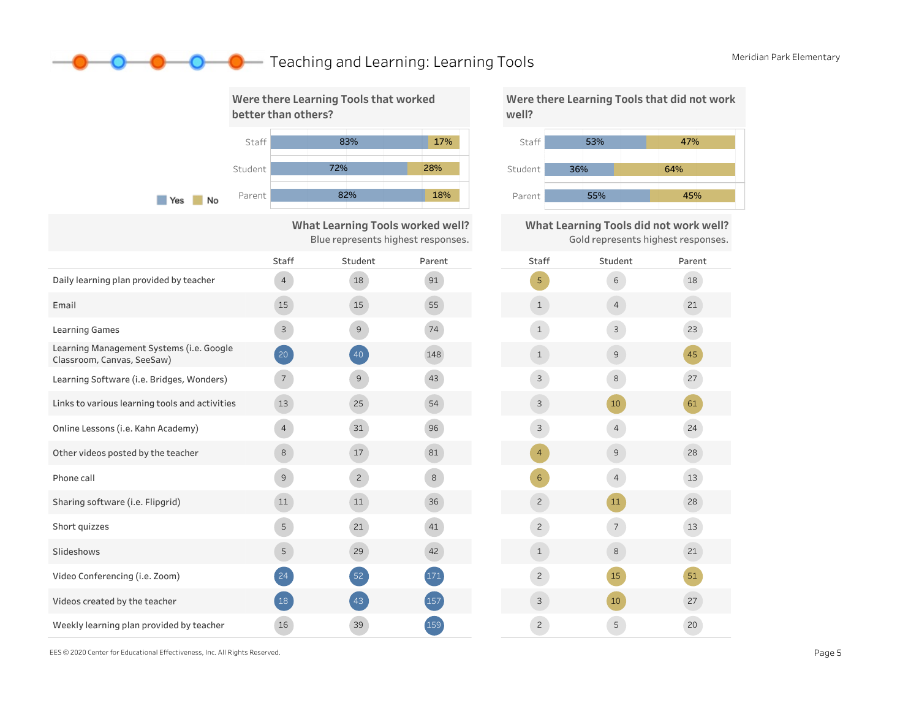# Teaching and Learning: Learning Tools

Meridian Park Elementary

## Were there Learning Tools that worked better than others?

| | Yes | No |
|---|---|---|
| Staff | 83% | 17% |
| Student | 72% | 28% |
| Parent | 82% | 18% |

## Were there Learning Tools that did not work well?

| | Yes | No |
|---|---|---|
| Staff | 53% | 47% |
| Student | 36% | 64% |
| Parent | 55% | 45% |

## What Learning Tools worked well? / What Learning Tools did not work well?

Blue represents highest responses (worked well). Gold represents highest responses (did not work well).

| | Worked well: Staff | Worked well: Student | Worked well: Parent | Did not work well: Staff | Did not work well: Student | Did not work well: Parent |
|---|---|---|---|---|---|---|
| Daily learning plan provided by teacher | 4 | 18 | 91 | 5 | 6 | 18 |
| Email | 15 | 15 | 55 | 1 | 4 | 21 |
| Learning Games | 3 | 9 | 74 | 1 | 3 | 23 |
| Learning Management Systems (i.e. Google Classroom, Canvas, SeeSaw) | 20 | 40 | 148 | 1 | 9 | 45 |
| Learning Software (i.e. Bridges, Wonders) | 7 | 9 | 43 | 3 | 8 | 27 |
| Links to various learning tools and activities | 13 | 25 | 54 | 3 | 10 | 61 |
| Online Lessons (i.e. Kahn Academy) | 4 | 31 | 96 | 3 | 4 | 24 |
| Other videos posted by the teacher | 8 | 17 | 81 | 4 | 9 | 28 |
| Phone call | 9 | 2 | 8 | 6 | 4 | 13 |
| Sharing software (i.e. Flipgrid) | 11 | 11 | 36 | 2 | 11 | 28 |
| Short quizzes | 5 | 21 | 41 | 2 | 7 | 13 |
| Slideshows | 5 | 29 | 42 | 1 | 8 | 21 |
| Video Conferencing (i.e. Zoom) | 24 | 52 | 171 | 2 | 15 | 51 |
| Videos created by the teacher | 18 | 43 | 157 | 3 | 10 | 27 |
| Weekly learning plan provided by teacher | 16 | 39 | 159 | 2 | 5 | 20 |

EES © 2020 Center for Educational Effectiveness, Inc. All Rights Reserved.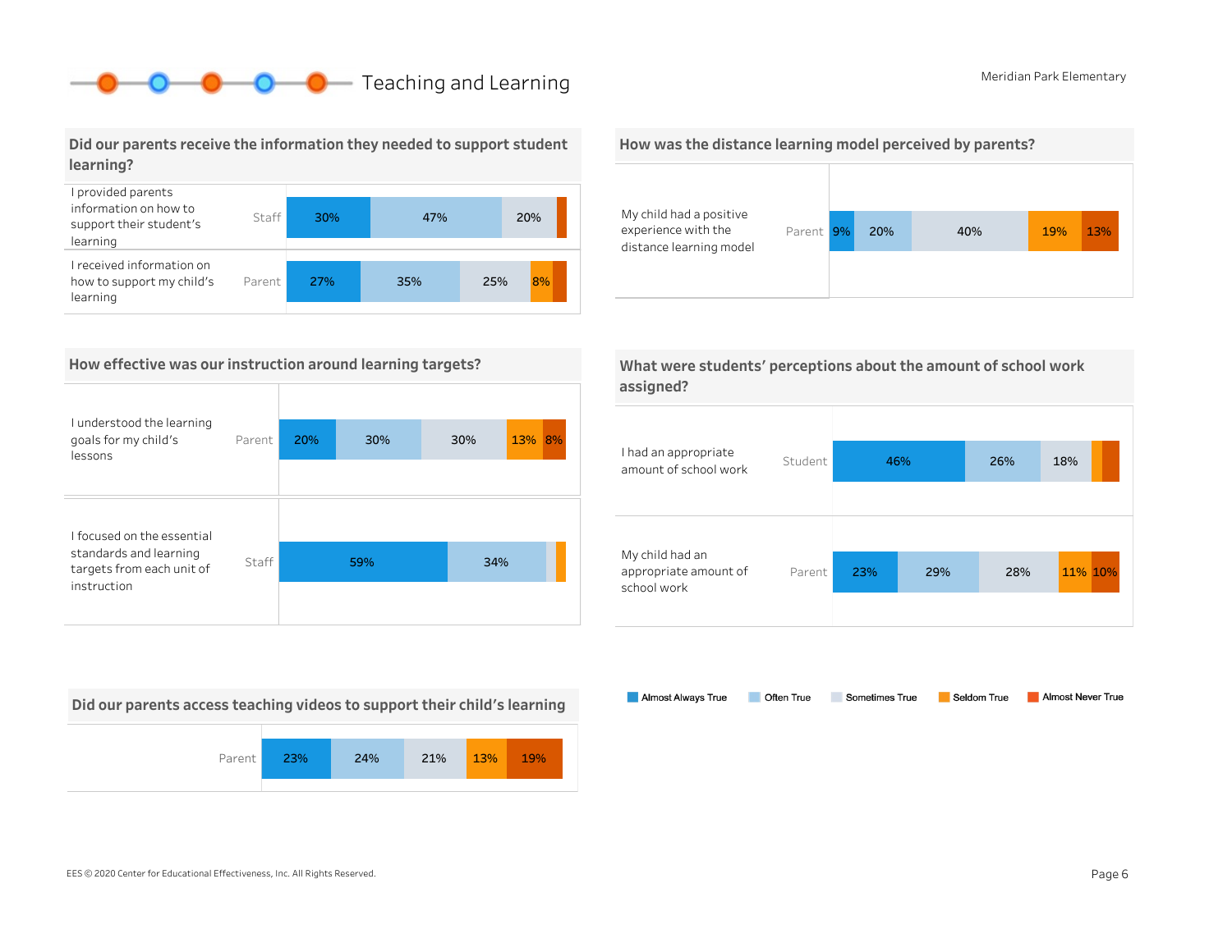# Teaching and Learning

Meridian Park Elementary

## Did our parents receive the information they needed to support student learning?

| Statement | Respondent | Almost Always True | Often True | Sometimes True | Seldom True | Almost Never True |
|---|---|---|---|---|---|---|
| I provided parents information on how to support their student's learning | Staff | 30% | 47% | 20% | | |
| I received information on how to support my child's learning | Parent | 27% | 35% | 25% | 8% | |

## How was the distance learning model perceived by parents?

| Statement | Respondent | Almost Always True | Often True | Sometimes True | Seldom True | Almost Never True |
|---|---|---|---|---|---|---|
| My child had a positive experience with the distance learning model | Parent | 9% | 20% | 40% | 19% | 13% |

## How effective was our instruction around learning targets?

| Statement | Respondent | Almost Always True | Often True | Sometimes True | Seldom True | Almost Never True |
|---|---|---|---|---|---|---|
| I understood the learning goals for my child's lessons | Parent | 20% | 30% | 30% | 13% | 8% |
| I focused on the essential standards and learning targets from each unit of instruction | Staff | 59% | 34% | | | |

## What were students' perceptions about the amount of school work assigned?

| Statement | Respondent | Almost Always True | Often True | Sometimes True | Seldom True | Almost Never True |
|---|---|---|---|---|---|---|
| I had an appropriate amount of school work | Student | 46% | 26% | 18% | | |
| My child had an appropriate amount of school work | Parent | 23% | 29% | 28% | 11% | 10% |

## Did our parents access teaching videos to support their child's learning

| Respondent | Almost Always True | Often True | Sometimes True | Seldom True | Almost Never True |
|---|---|---|---|---|---|
| Parent | 23% | 24% | 21% | 13% | 19% |

Almost Always True | Often True | Sometimes True | Seldom True | Almost Never True

EES © 2020 Center for Educational Effectiveness, Inc. All Rights Reserved.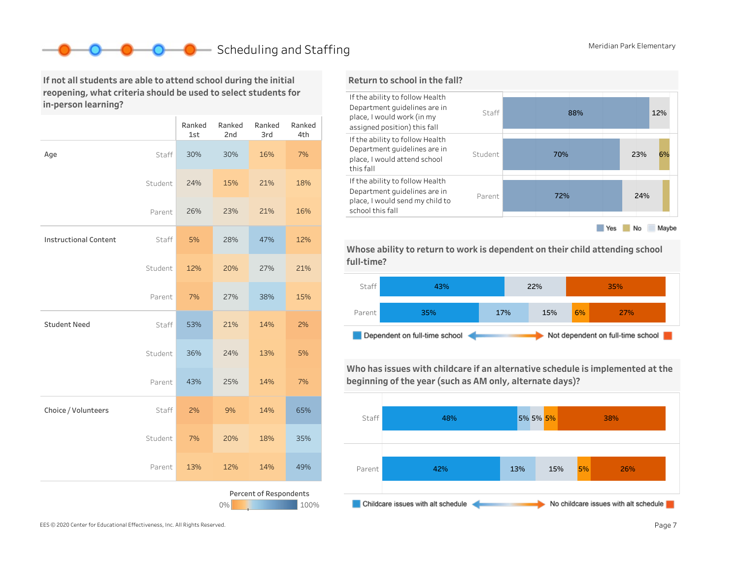# Scheduling and Staffing

Meridian Park Elementary

## If not all students are able to attend school during the initial reopening, what criteria should be used to select students for in-person learning?

| | | Ranked 1st | Ranked 2nd | Ranked 3rd | Ranked 4th |
|---|---|---|---|---|---|
| Age | Staff | 30% | 30% | 16% | 7% |
| | Student | 24% | 15% | 21% | 18% |
| | Parent | 26% | 23% | 21% | 16% |
| Instructional Content | Staff | 5% | 28% | 47% | 12% |
| | Student | 12% | 20% | 27% | 21% |
| | Parent | 7% | 27% | 38% | 15% |
| Student Need | Staff | 53% | 21% | 14% | 2% |
| | Student | 36% | 24% | 13% | 5% |
| | Parent | 43% | 25% | 14% | 7% |
| Choice / Volunteers | Staff | 2% | 9% | 14% | 65% |
| | Student | 7% | 20% | 18% | 35% |
| | Parent | 13% | 12% | 14% | 49% |

Percent of Respondents: 0% – 100%

## Return to school in the fall?

| Question | Group | Yes | No | Maybe |
|---|---|---|---|---|
| If the ability to follow Health Department guidelines are in place, I would work (in my assigned position) this fall | Staff | 88% | | 12% |
| If the ability to follow Health Department guidelines are in place, I would attend school this fall | Student | 70% | 6% | 23% |
| If the ability to follow Health Department guidelines are in place, I would send my child to school this fall | Parent | 72% | | 24% |

Yes / No / Maybe

## Whose ability to return to work is dependent on their child attending school full-time?

| Group | | | | | |
|---|---|---|---|---|---|
| Staff | 43% | | 22% | | 35% |
| Parent | 35% | 17% | 15% | 6% | 27% |

Dependent on full-time school ← → Not dependent on full-time school

## Who has issues with childcare if an alternative schedule is implemented at the beginning of the year (such as AM only, alternate days)?

| Group | | | | | |
|---|---|---|---|---|---|
| Staff | 48% | 5% | 5% | 5% | 38% |
| Parent | 42% | 13% | 15% | 5% | 26% |

Childcare issues with alt schedule ← → No childcare issues with alt schedule

EES © 2020 Center for Educational Effectiveness, Inc. All Rights Reserved.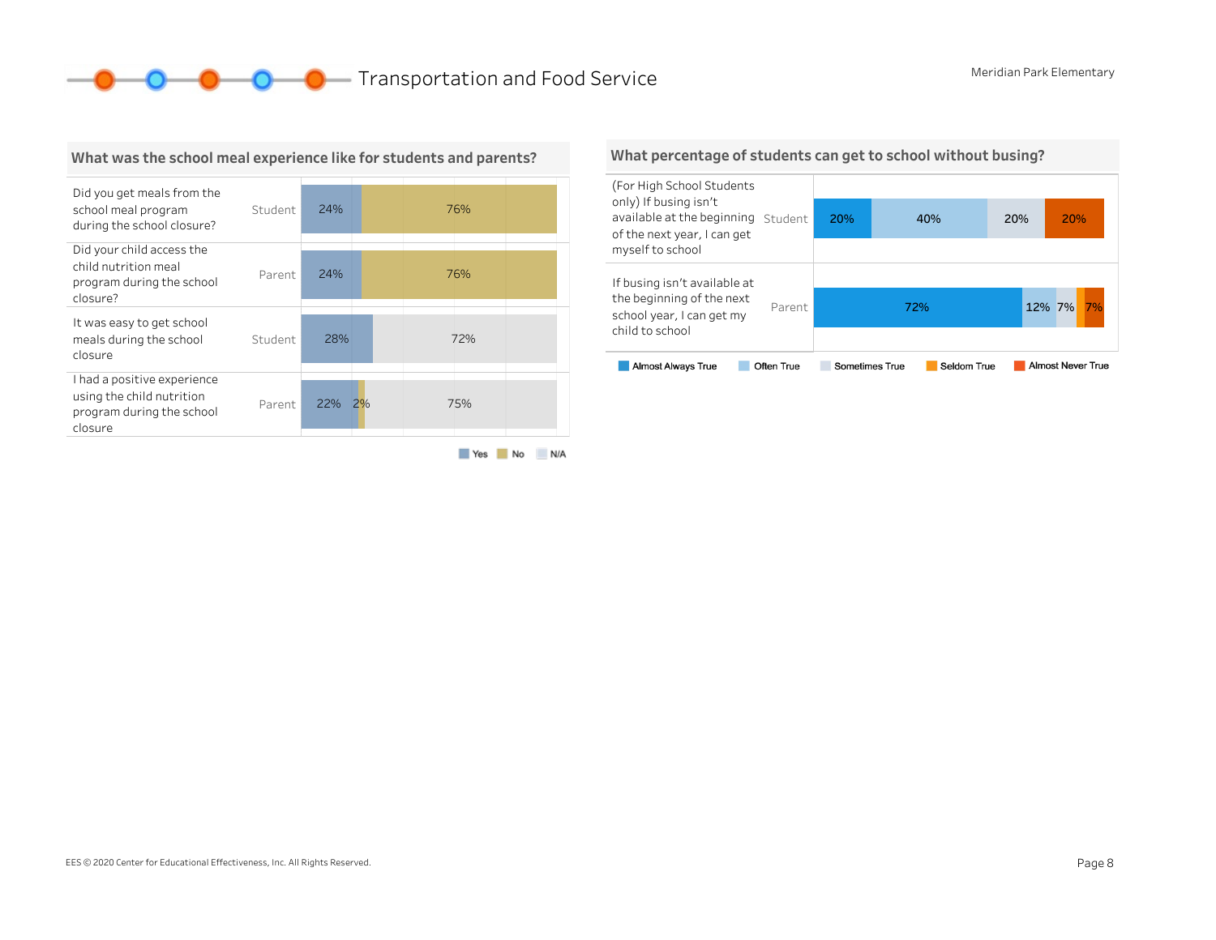# Transportation and Food Service

Meridian Park Elementary

## What was the school meal experience like for students and parents?

| Question | Respondent | Yes | No | N/A |
|---|---|---|---|---|
| Did you get meals from the school meal program during the school closure? | Student | 24% | 76% | |
| Did your child access the child nutrition meal program during the school closure? | Parent | 24% | 76% | |
| It was easy to get school meals during the school closure | Student | 28% | | 72% |
| I had a positive experience using the child nutrition program during the school closure | Parent | 22% | 2% | 75% |

## What percentage of students can get to school without busing?

| Question | Respondent | Almost Always True | Often True | Sometimes True | Seldom True | Almost Never True |
|---|---|---|---|---|---|---|
| (For High School Students only) If busing isn't available at the beginning of the next year, I can get myself to school | Student | 20% | 40% | 20% | | 20% |
| If busing isn't available at the beginning of the next school year, I can get my child to school | Parent | 72% | 12% | 7% | | 7% |

EES © 2020 Center for Educational Effectiveness, Inc. All Rights Reserved.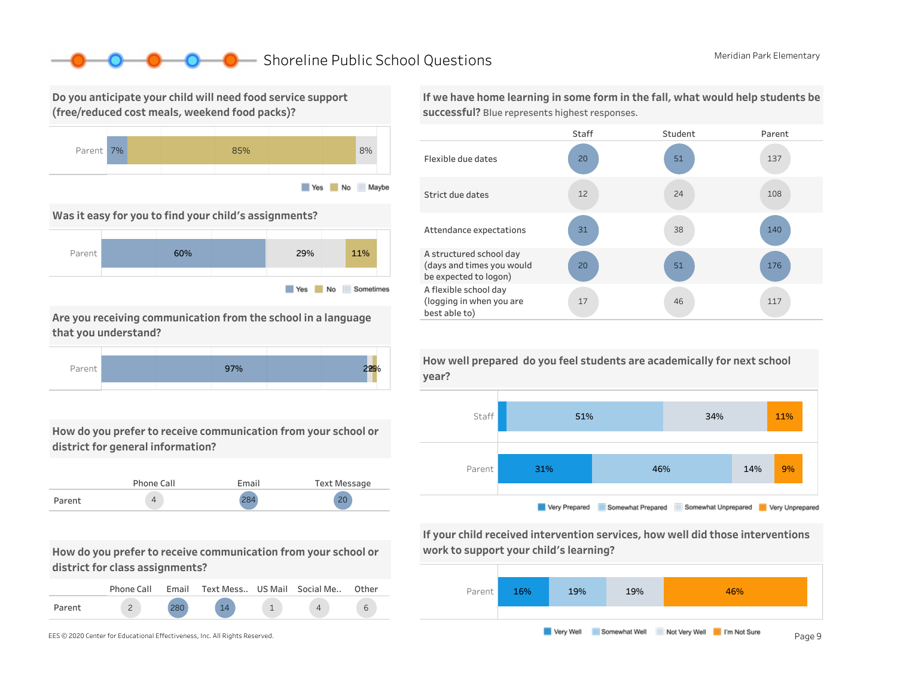# Shoreline Public School Questions

Meridian Park Elementary

## Do you anticipate your child will need food service support (free/reduced cost meals, weekend food packs)?

| | Yes | No | Maybe |
|---|---|---|---|
| Parent | 7% | 85% | 8% |

## Was it easy for you to find your child's assignments?

| | Yes | Sometimes | No |
|---|---|---|---|
| Parent | 60% | 29% | 11% |

## Are you receiving communication from the school in a language that you understand?

| | Yes | Other responses |
|---|---|---|
| Parent | 97% | 2%, 1% |

## How do you prefer to receive communication from your school or district for general information?

| | Phone Call | Email | Text Message |
|---|---|---|---|
| Parent | 4 | 284 | 20 |

## How do you prefer to receive communication from your school or district for class assignments?

| | Phone Call | Email | Text Mess.. | US Mail | Social Me.. | Other |
|---|---|---|---|---|---|---|
| Parent | 2 | 280 | 14 | 1 | 4 | 6 |

## If we have home learning in some form in the fall, what would help students be successful?

Blue represents highest responses.

| | Staff | Student | Parent |
|---|---|---|---|
| Flexible due dates | **20** | **51** | 137 |
| Strict due dates | 12 | 24 | 108 |
| Attendance expectations | **31** | 38 | **140** |
| A structured school day (days and times you would be expected to logon) | **20** | **51** | **176** |
| A flexible school day (logging in when you are best able to) | 17 | 46 | 117 |

## How well prepared do you feel students are academically for next school year?

| | Very Prepared | Somewhat Prepared | Somewhat Unprepared | Very Unprepared |
|---|---|---|---|---|
| Staff | | 51% | 34% | 11% |
| Parent | 31% | 46% | 14% | 9% |

## If your child received intervention services, how well did those interventions work to support your child's learning?

| | Very Well | Somewhat Well | Not Very Well | I'm Not Sure |
|---|---|---|---|---|
| Parent | 16% | 19% | 19% | 46% |

EES © 2020 Center for Educational Effectiveness, Inc. All Rights Reserved.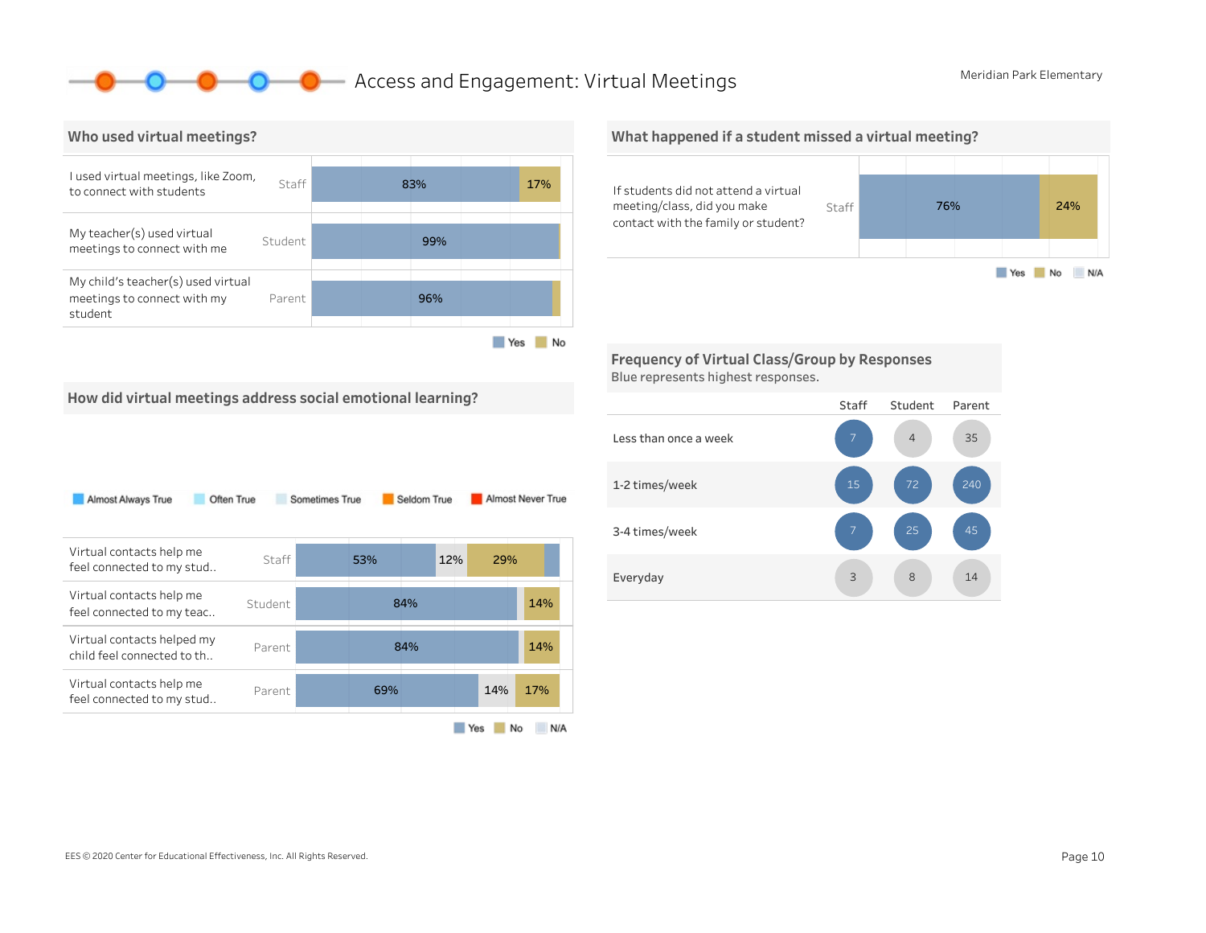# Access and Engagement: Virtual Meetings

Meridian Park Elementary

## Who used virtual meetings?

| Question | Group | Yes | No |
| --- | --- | --- | --- |
| I used virtual meetings, like Zoom, to connect with students | Staff | 83% | 17% |
| My teacher(s) used virtual meetings to connect with me | Student | 99% | |
| My child's teacher(s) used virtual meetings to connect with my student | Parent | 96% | |

## How did virtual meetings address social emotional learning?

Almost Always True | Often True | Sometimes True | Seldom True | Almost Never True

| Question | Group | Yes | N/A | No |
| --- | --- | --- | --- | --- |
| Virtual contacts help me feel connected to my stud.. | Staff | 53% | 12% | 29% |
| Virtual contacts help me feel connected to my teac.. | Student | 84% | | 14% |
| Virtual contacts helped my child feel connected to th.. | Parent | 84% | | 14% |
| Virtual contacts help me feel connected to my stud.. | Parent | 69% | 14% | 17% |

## What happened if a student missed a virtual meeting?

| Question | Group | Yes | No |
| --- | --- | --- | --- |
| If students did not attend a virtual meeting/class, did you make contact with the family or student? | Staff | 76% | 24% |

## Frequency of Virtual Class/Group by Responses

Blue represents highest responses.

| | Staff | Student | Parent |
| --- | --- | --- | --- |
| Less than once a week | 7 | 4 | 35 |
| 1-2 times/week | 15 | 72 | 240 |
| 3-4 times/week | 7 | 25 | 45 |
| Everyday | 3 | 8 | 14 |

EES © 2020 Center for Educational Effectiveness, Inc. All Rights Reserved.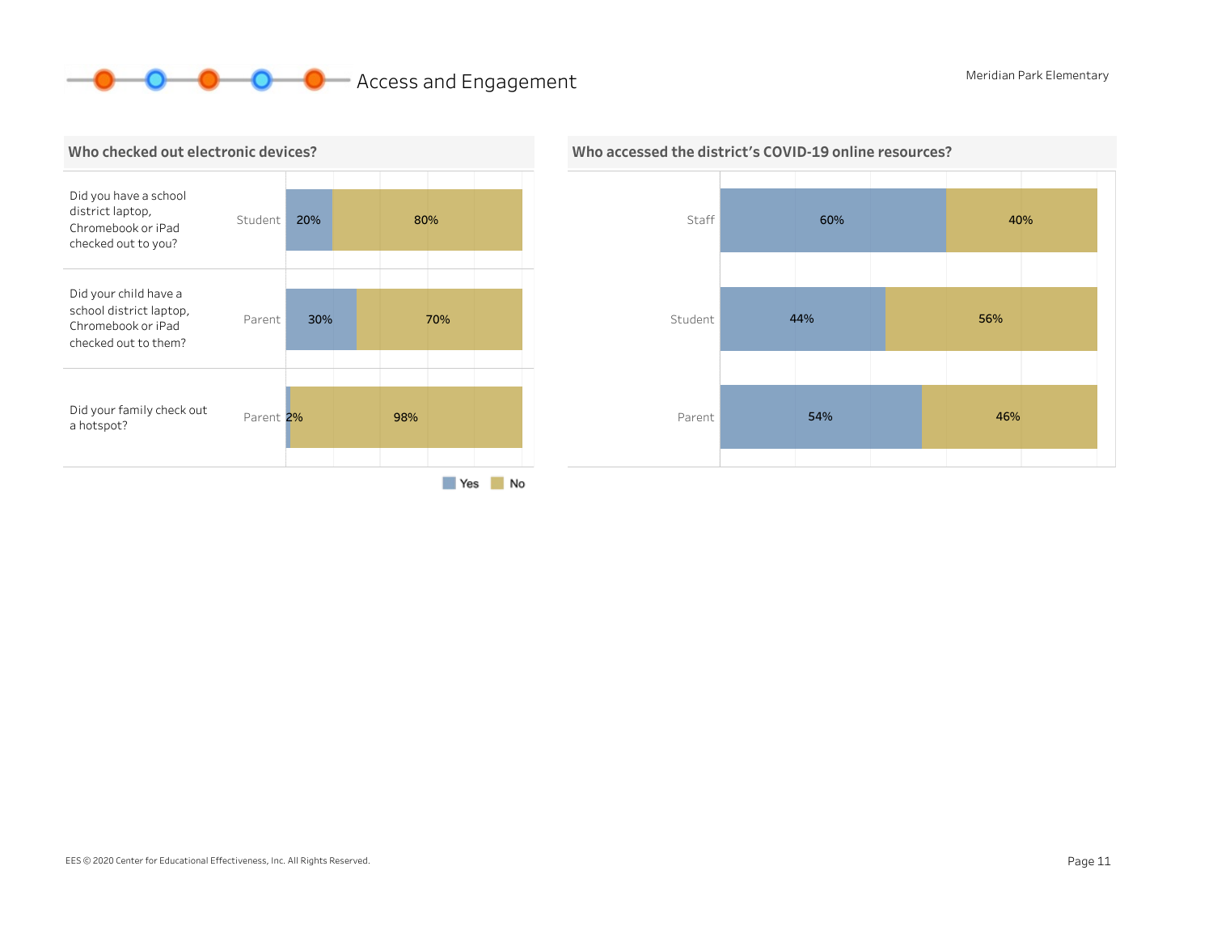# Access and Engagement

Meridian Park Elementary

## Who checked out electronic devices?

| Question | Respondent | Yes | No |
|---|---|---|---|
| Did you have a school district laptop, Chromebook or iPad checked out to you? | Student | 20% | 80% |
| Did your child have a school district laptop, Chromebook or iPad checked out to them? | Parent | 30% | 70% |
| Did your family check out a hotspot? | Parent | 2% | 98% |

## Who accessed the district's COVID-19 online resources?

| Respondent | Yes | No |
|---|---|---|
| Staff | 60% | 40% |
| Student | 44% | 56% |
| Parent | 54% | 46% |

EES © 2020 Center for Educational Effectiveness, Inc. All Rights Reserved.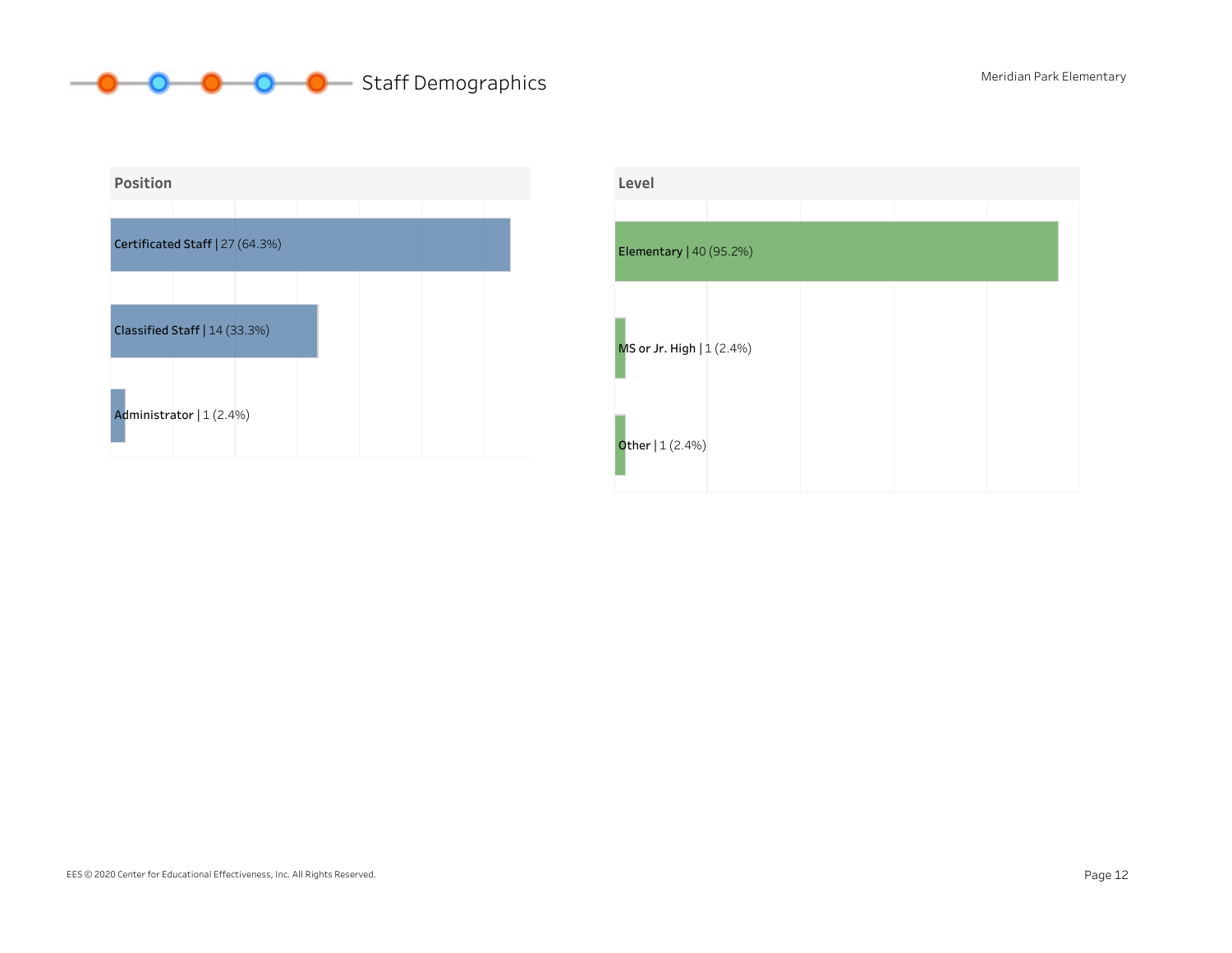# Staff Demographics

Meridian Park Elementary

## Position

| Position | Count | Percent |
|---|---|---|
| Certificated Staff | 27 | 64.3% |
| Classified Staff | 14 | 33.3% |
| Administrator | 1 | 2.4% |

## Level

| Level | Count | Percent |
|---|---|---|
| Elementary | 40 | 95.2% |
| MS or Jr. High | 1 | 2.4% |
| Other | 1 | 2.4% |

EES © 2020 Center for Educational Effectiveness, Inc. All Rights Reserved.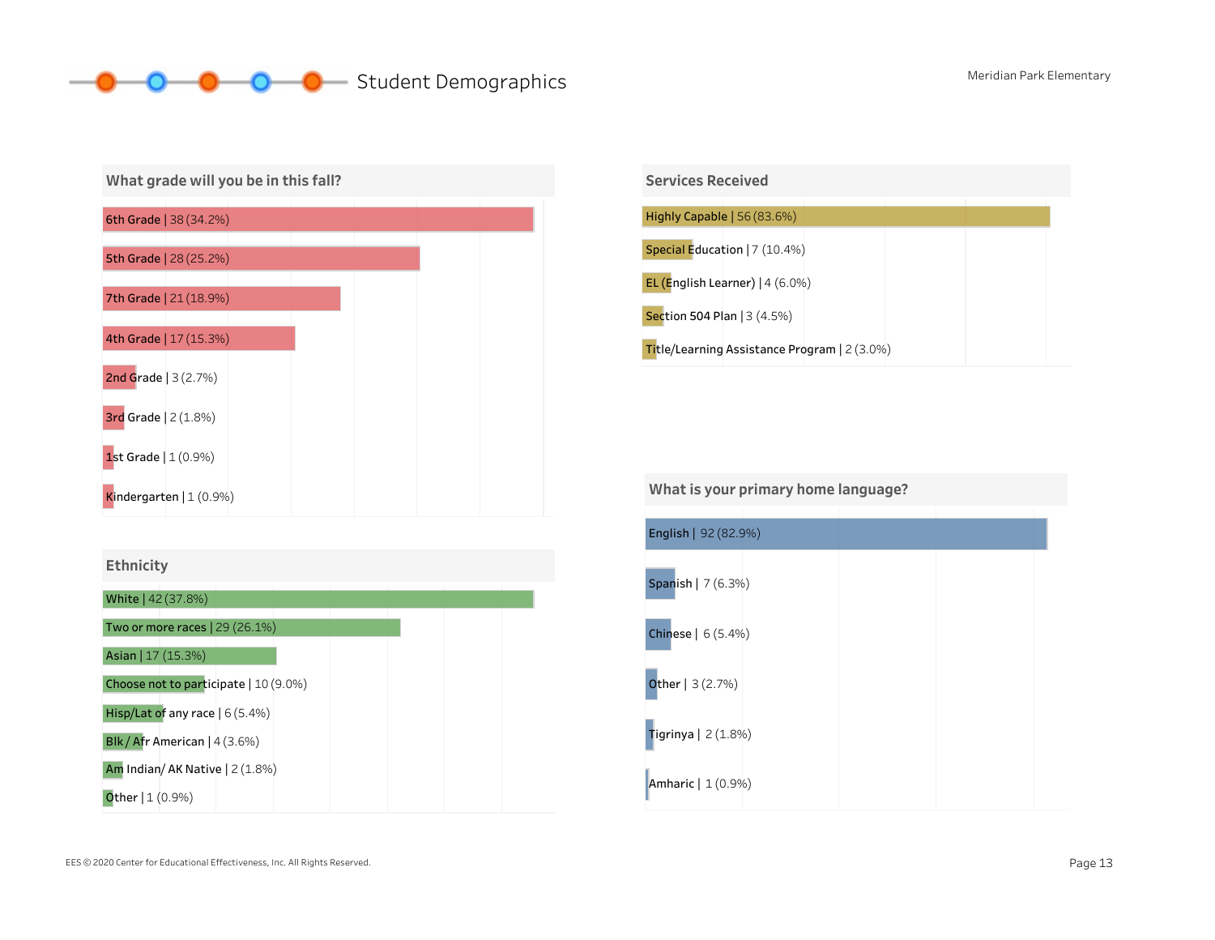# Student Demographics

Meridian Park Elementary

## What grade will you be in this fall?

- 6th Grade | 38 (34.2%)
- 5th Grade | 28 (25.2%)
- 7th Grade | 21 (18.9%)
- 4th Grade | 17 (15.3%)
- 2nd Grade | 3 (2.7%)
- 3rd Grade | 2 (1.8%)
- 1st Grade | 1 (0.9%)
- Kindergarten | 1 (0.9%)

## Ethnicity

- White | 42 (37.8%)
- Two or more races | 29 (26.1%)
- Asian | 17 (15.3%)
- Choose not to participate | 10 (9.0%)
- Hisp/Lat of any race | 6 (5.4%)
- Blk / Afr American | 4 (3.6%)
- Am Indian/ AK Native | 2 (1.8%)
- Other | 1 (0.9%)

## Services Received

- Highly Capable | 56 (83.6%)
- Special Education | 7 (10.4%)
- EL (English Learner) | 4 (6.0%)
- Section 504 Plan | 3 (4.5%)
- Title/Learning Assistance Program | 2 (3.0%)

## What is your primary home language?

- English | 92 (82.9%)
- Spanish | 7 (6.3%)
- Chinese | 6 (5.4%)
- Other | 3 (2.7%)
- Tigrinya | 2 (1.8%)
- Amharic | 1 (0.9%)

EES © 2020 Center for Educational Effectiveness, Inc. All Rights Reserved.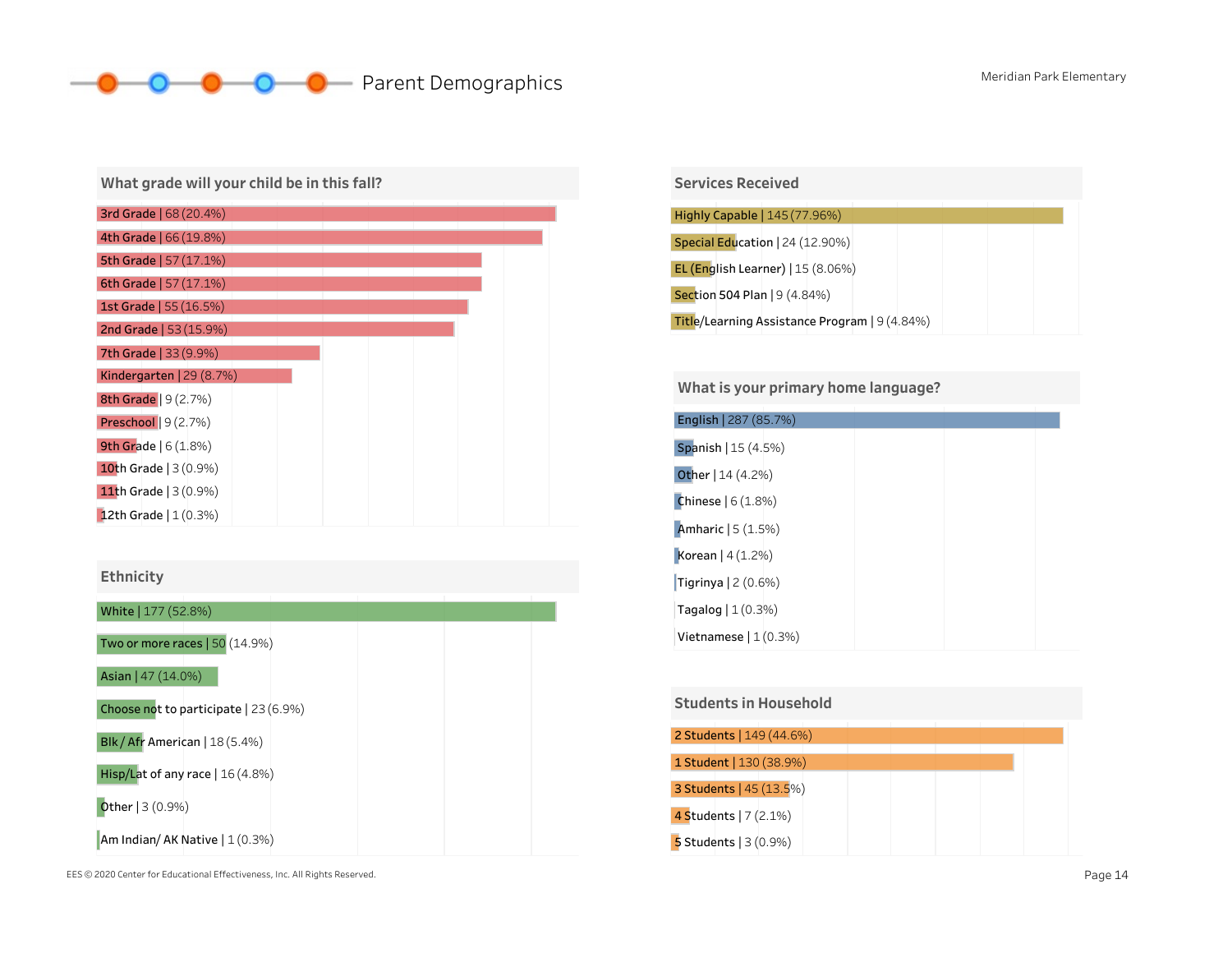# Parent Demographics

Meridian Park Elementary

## What grade will your child be in this fall?

3rd Grade | 68 (20.4%)
4th Grade | 66 (19.8%)
5th Grade | 57 (17.1%)
6th Grade | 57 (17.1%)
1st Grade | 55 (16.5%)
2nd Grade | 53 (15.9%)
7th Grade | 33 (9.9%)
Kindergarten | 29 (8.7%)
8th Grade | 9 (2.7%)
Preschool | 9 (2.7%)
9th Grade | 6 (1.8%)
10th Grade | 3 (0.9%)
11th Grade | 3 (0.9%)
12th Grade | 1 (0.3%)

## Ethnicity

White | 177 (52.8%)
Two or more races | 50 (14.9%)
Asian | 47 (14.0%)
Choose not to participate | 23 (6.9%)
Blk / Afr American | 18 (5.4%)
Hisp/Lat of any race | 16 (4.8%)
Other | 3 (0.9%)
Am Indian/ AK Native | 1 (0.3%)

## Services Received

Highly Capable | 145 (77.96%)
Special Education | 24 (12.90%)
EL (English Learner) | 15 (8.06%)
Section 504 Plan | 9 (4.84%)
Title/Learning Assistance Program | 9 (4.84%)

## What is your primary home language?

English | 287 (85.7%)
Spanish | 15 (4.5%)
Other | 14 (4.2%)
Chinese | 6 (1.8%)
Amharic | 5 (1.5%)
Korean | 4 (1.2%)
Tigrinya | 2 (0.6%)
Tagalog | 1 (0.3%)
Vietnamese | 1 (0.3%)

## Students in Household

2 Students | 149 (44.6%)
1 Student | 130 (38.9%)
3 Students | 45 (13.5%)
4 Students | 7 (2.1%)
5 Students | 3 (0.9%)

EES © 2020 Center for Educational Effectiveness, Inc. All Rights Reserved.